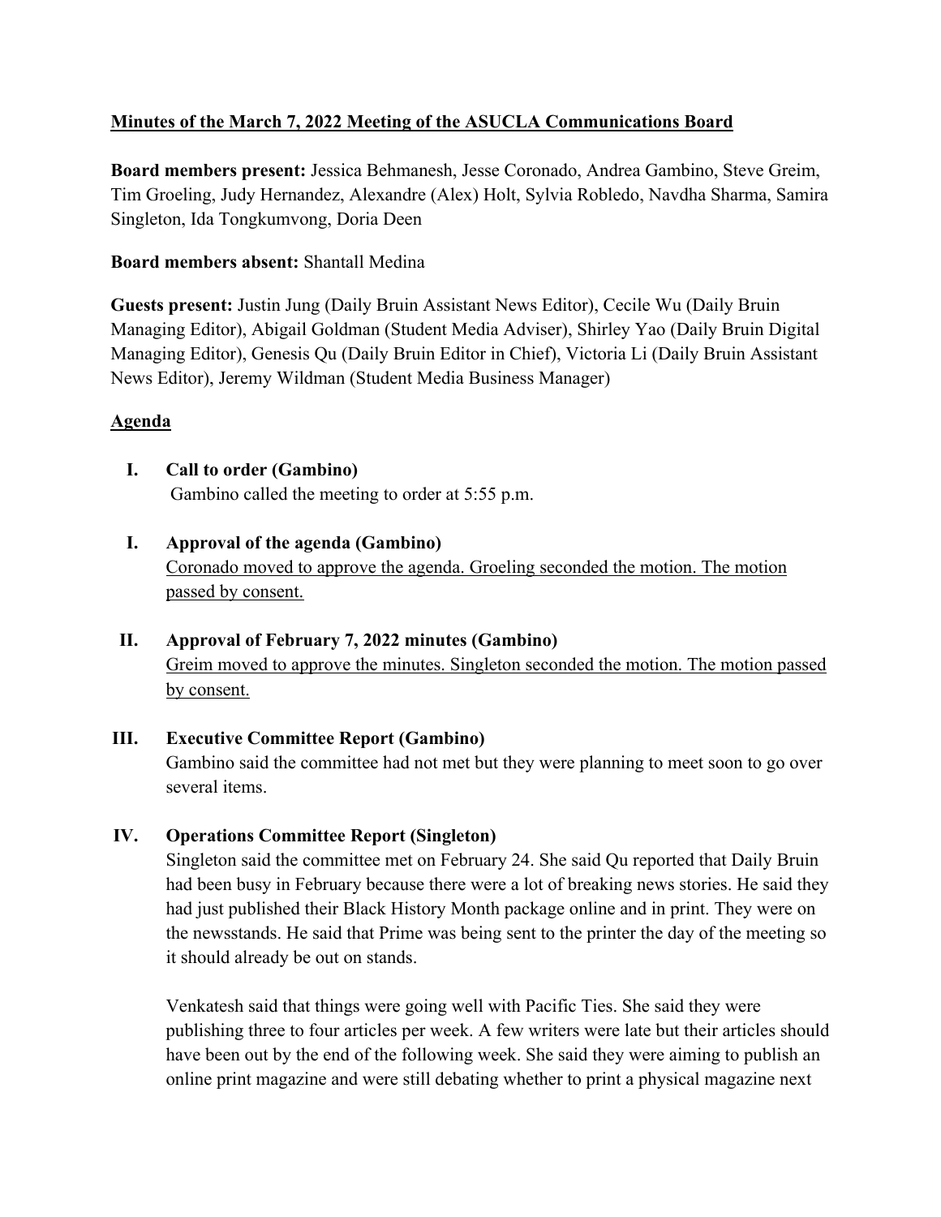**Minutes of the March 7, 2022 Meeting of the ASUCLA Communications Board**

**Board members present:** Jessica Behmanesh, Jesse Coronado, Andrea Gambino, Steve Greim, Tim Groeling, Judy Hernandez, Alexandre (Alex) Holt, Sylvia Robledo, Navdha Sharma, Samira Singleton, Ida Tongkumvong, Doria Deen

**Board members absent:** Shantall Medina

**Guests present:** Justin Jung (Daily Bruin Assistant News Editor), Cecile Wu (Daily Bruin Managing Editor), Abigail Goldman (Student Media Adviser), Shirley Yao (Daily Bruin Digital Managing Editor), Genesis Qu (Daily Bruin Editor in Chief), Victoria Li (Daily Bruin Assistant News Editor), Jeremy Wildman (Student Media Business Manager)

**Agenda**

I. **Call to order (Gambino)**
Gambino called the meeting to order at 5:55 p.m.

I. **Approval of the agenda (Gambino)**
Coronado moved to approve the agenda. Groeling seconded the motion. The motion passed by consent.

II. **Approval of February 7, 2022 minutes (Gambino)**
Greim moved to approve the minutes. Singleton seconded the motion. The motion passed by consent.

III. **Executive Committee Report (Gambino)**
Gambino said the committee had not met but they were planning to meet soon to go over several items.

IV. **Operations Committee Report (Singleton)**
Singleton said the committee met on February 24. She said Qu reported that Daily Bruin had been busy in February because there were a lot of breaking news stories. He said they had just published their Black History Month package online and in print. They were on the newsstands. He said that Prime was being sent to the printer the day of the meeting so it should already be out on stands.

Venkatesh said that things were going well with Pacific Ties. She said they were publishing three to four articles per week. A few writers were late but their articles should have been out by the end of the following week. She said they were aiming to publish an online print magazine and were still debating whether to print a physical magazine next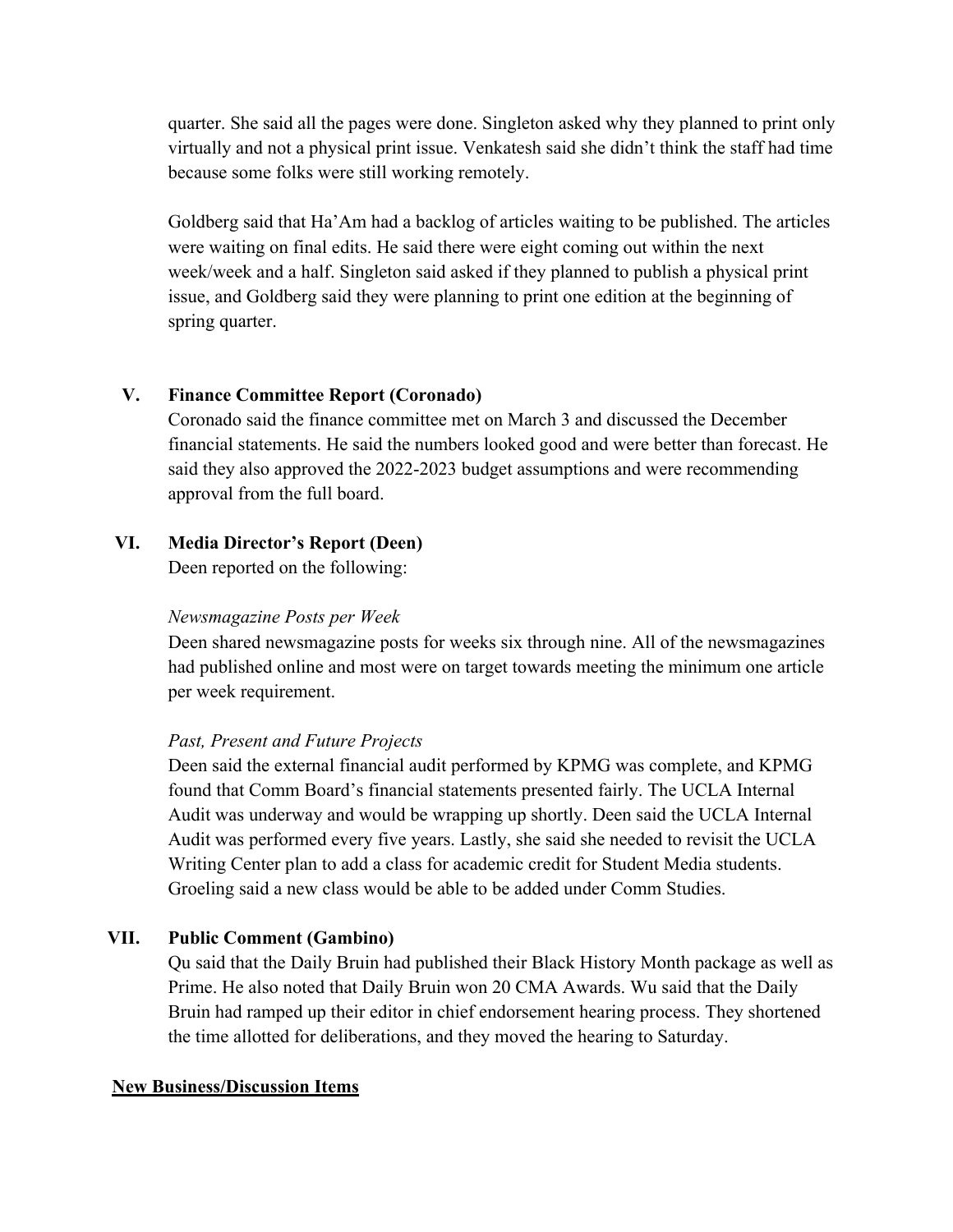quarter. She said all the pages were done. Singleton asked why they planned to print only virtually and not a physical print issue. Venkatesh said she didn't think the staff had time because some folks were still working remotely.

Goldberg said that Ha'Am had a backlog of articles waiting to be published. The articles were waiting on final edits. He said there were eight coming out within the next week/week and a half. Singleton said asked if they planned to publish a physical print issue, and Goldberg said they were planning to print one edition at the beginning of spring quarter.

## V. Finance Committee Report (Coronado)

Coronado said the finance committee met on March 3 and discussed the December financial statements. He said the numbers looked good and were better than forecast. He said they also approved the 2022-2023 budget assumptions and were recommending approval from the full board.

## VI. Media Director's Report (Deen)

Deen reported on the following:

*Newsmagazine Posts per Week*

Deen shared newsmagazine posts for weeks six through nine. All of the newsmagazines had published online and most were on target towards meeting the minimum one article per week requirement.

*Past, Present and Future Projects*

Deen said the external financial audit performed by KPMG was complete, and KPMG found that Comm Board's financial statements presented fairly. The UCLA Internal Audit was underway and would be wrapping up shortly. Deen said the UCLA Internal Audit was performed every five years. Lastly, she said she needed to revisit the UCLA Writing Center plan to add a class for academic credit for Student Media students. Groeling said a new class would be able to be added under Comm Studies.

## VII. Public Comment (Gambino)

Qu said that the Daily Bruin had published their Black History Month package as well as Prime. He also noted that Daily Bruin won 20 CMA Awards. Wu said that the Daily Bruin had ramped up their editor in chief endorsement hearing process. They shortened the time allotted for deliberations, and they moved the hearing to Saturday.

**New Business/Discussion Items**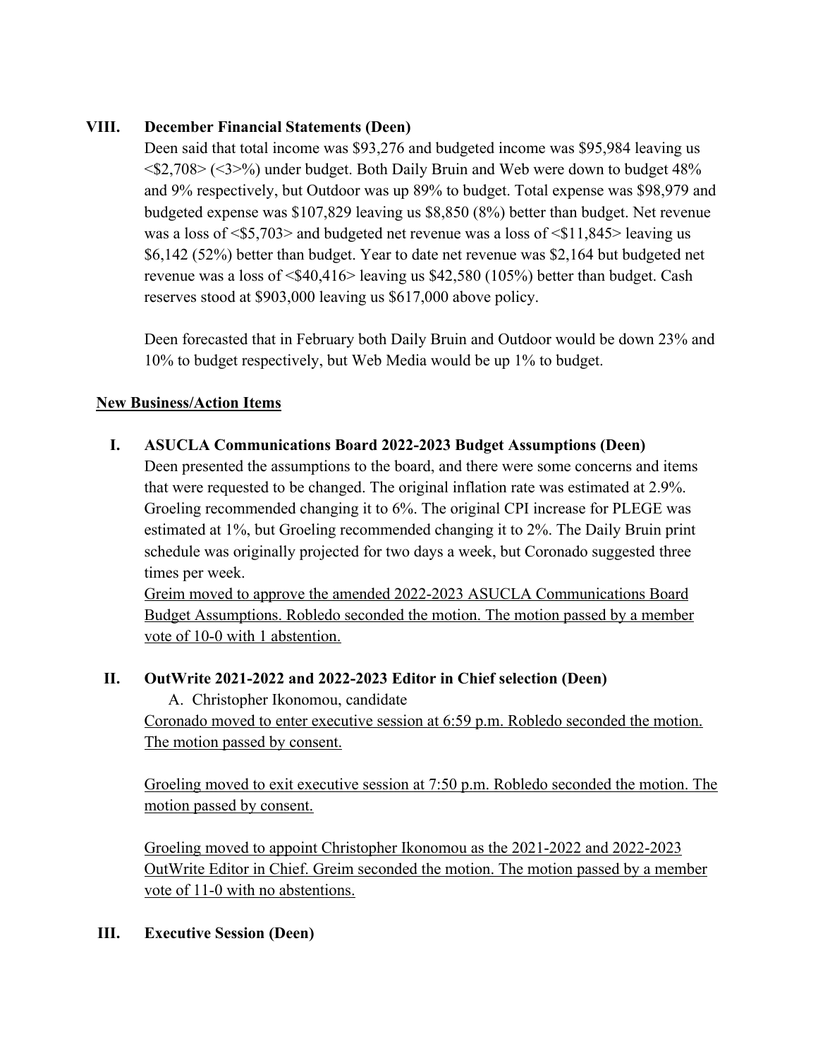**VIII. December Financial Statements (Deen)**

Deen said that total income was $93,276 and budgeted income was $95,984 leaving us <$2,708> (<3>%) under budget. Both Daily Bruin and Web were down to budget 48% and 9% respectively, but Outdoor was up 89% to budget. Total expense was $98,979 and budgeted expense was $107,829 leaving us $8,850 (8%) better than budget. Net revenue was a loss of <$5,703> and budgeted net revenue was a loss of <$11,845> leaving us $6,142 (52%) better than budget. Year to date net revenue was $2,164 but budgeted net revenue was a loss of <$40,416> leaving us $42,580 (105%) better than budget. Cash reserves stood at $903,000 leaving us $617,000 above policy.

Deen forecasted that in February both Daily Bruin and Outdoor would be down 23% and 10% to budget respectively, but Web Media would be up 1% to budget.

**New Business/Action Items**

**I. ASUCLA Communications Board 2022-2023 Budget Assumptions (Deen)**

Deen presented the assumptions to the board, and there were some concerns and items that were requested to be changed. The original inflation rate was estimated at 2.9%. Groeling recommended changing it to 6%. The original CPI increase for PLEGE was estimated at 1%, but Groeling recommended changing it to 2%. The Daily Bruin print schedule was originally projected for two days a week, but Coronado suggested three times per week.

Greim moved to approve the amended 2022-2023 ASUCLA Communications Board Budget Assumptions. Robledo seconded the motion. The motion passed by a member vote of 10-0 with 1 abstention.

**II. OutWrite 2021-2022 and 2022-2023 Editor in Chief selection (Deen)**

A. Christopher Ikonomou, candidate

Coronado moved to enter executive session at 6:59 p.m. Robledo seconded the motion. The motion passed by consent.

Groeling moved to exit executive session at 7:50 p.m. Robledo seconded the motion. The motion passed by consent.

Groeling moved to appoint Christopher Ikonomou as the 2021-2022 and 2022-2023 OutWrite Editor in Chief. Greim seconded the motion. The motion passed by a member vote of 11-0 with no abstentions.

**III. Executive Session (Deen)**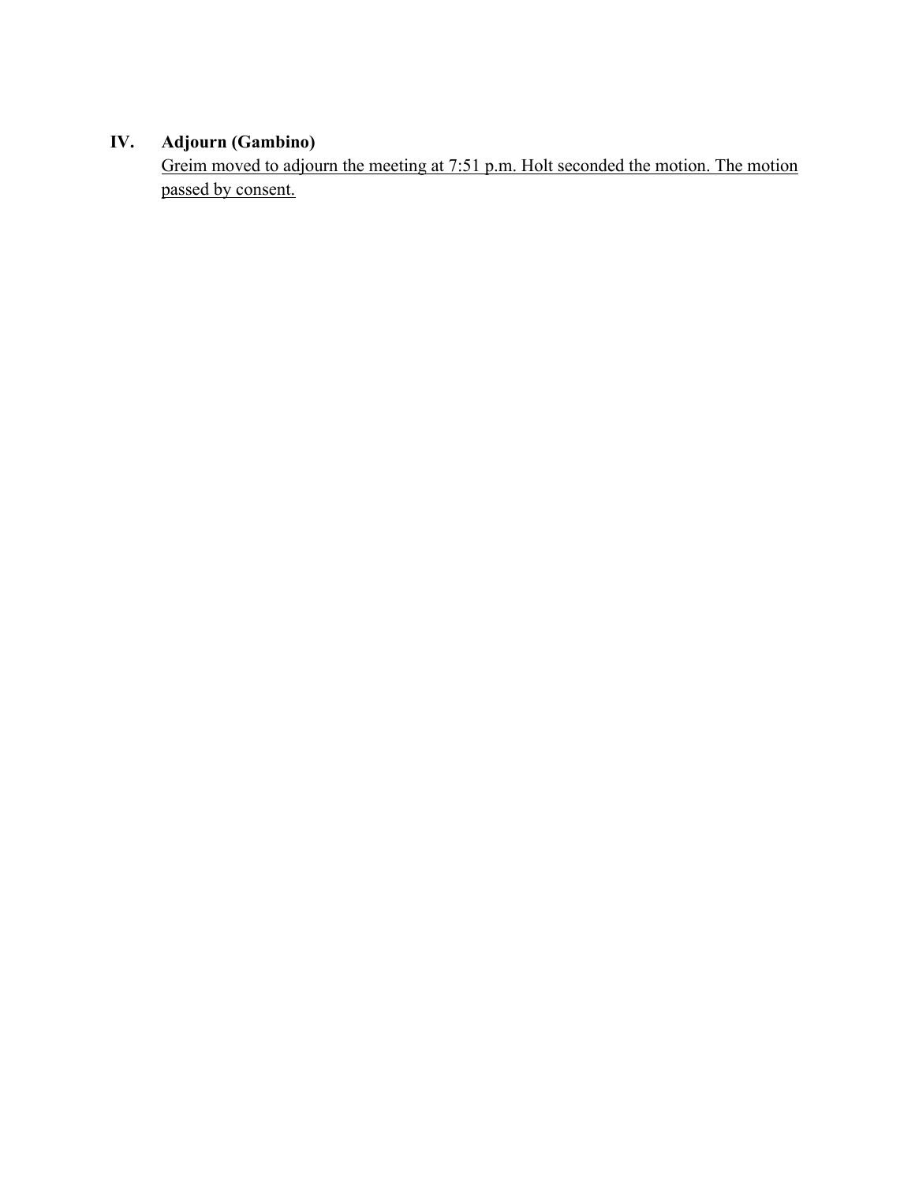**IV. Adjourn (Gambino)**

Greim moved to adjourn the meeting at 7:51 p.m. Holt seconded the motion. The motion passed by consent.